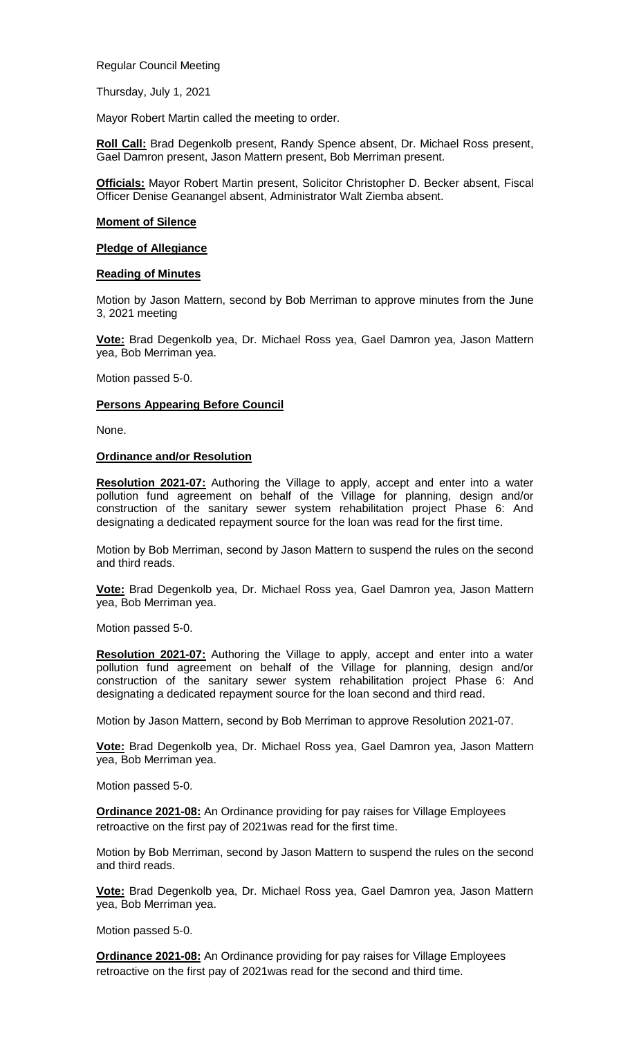Regular Council Meeting

Thursday, July 1, 2021

Mayor Robert Martin called the meeting to order.

**Roll Call:** Brad Degenkolb present, Randy Spence absent, Dr. Michael Ross present, Gael Damron present, Jason Mattern present, Bob Merriman present.

**Officials:** Mayor Robert Martin present, Solicitor Christopher D. Becker absent, Fiscal Officer Denise Geanangel absent, Administrator Walt Ziemba absent.

**Moment of Silence**

**Pledge of Allegiance**

**Reading of Minutes**

Motion by Jason Mattern, second by Bob Merriman to approve minutes from the June 3, 2021 meeting

**Vote:** Brad Degenkolb yea, Dr. Michael Ross yea, Gael Damron yea, Jason Mattern yea, Bob Merriman yea.

Motion passed 5-0.

**Persons Appearing Before Council**

None.

**Ordinance and/or Resolution**

**Resolution 2021-07:** Authoring the Village to apply, accept and enter into a water pollution fund agreement on behalf of the Village for planning, design and/or construction of the sanitary sewer system rehabilitation project Phase 6: And designating a dedicated repayment source for the loan was read for the first time.

Motion by Bob Merriman, second by Jason Mattern to suspend the rules on the second and third reads.

**Vote:** Brad Degenkolb yea, Dr. Michael Ross yea, Gael Damron yea, Jason Mattern yea, Bob Merriman yea.

Motion passed 5-0.

**Resolution 2021-07:** Authoring the Village to apply, accept and enter into a water pollution fund agreement on behalf of the Village for planning, design and/or construction of the sanitary sewer system rehabilitation project Phase 6: And designating a dedicated repayment source for the loan second and third read.

Motion by Jason Mattern, second by Bob Merriman to approve Resolution 2021-07.

**Vote:** Brad Degenkolb yea, Dr. Michael Ross yea, Gael Damron yea, Jason Mattern yea, Bob Merriman yea.

Motion passed 5-0.

**Ordinance 2021-08:** An Ordinance providing for pay raises for Village Employees retroactive on the first pay of 2021was read for the first time.

Motion by Bob Merriman, second by Jason Mattern to suspend the rules on the second and third reads.

**Vote:** Brad Degenkolb yea, Dr. Michael Ross yea, Gael Damron yea, Jason Mattern yea, Bob Merriman yea.

Motion passed 5-0.

**Ordinance 2021-08:** An Ordinance providing for pay raises for Village Employees retroactive on the first pay of 2021was read for the second and third time.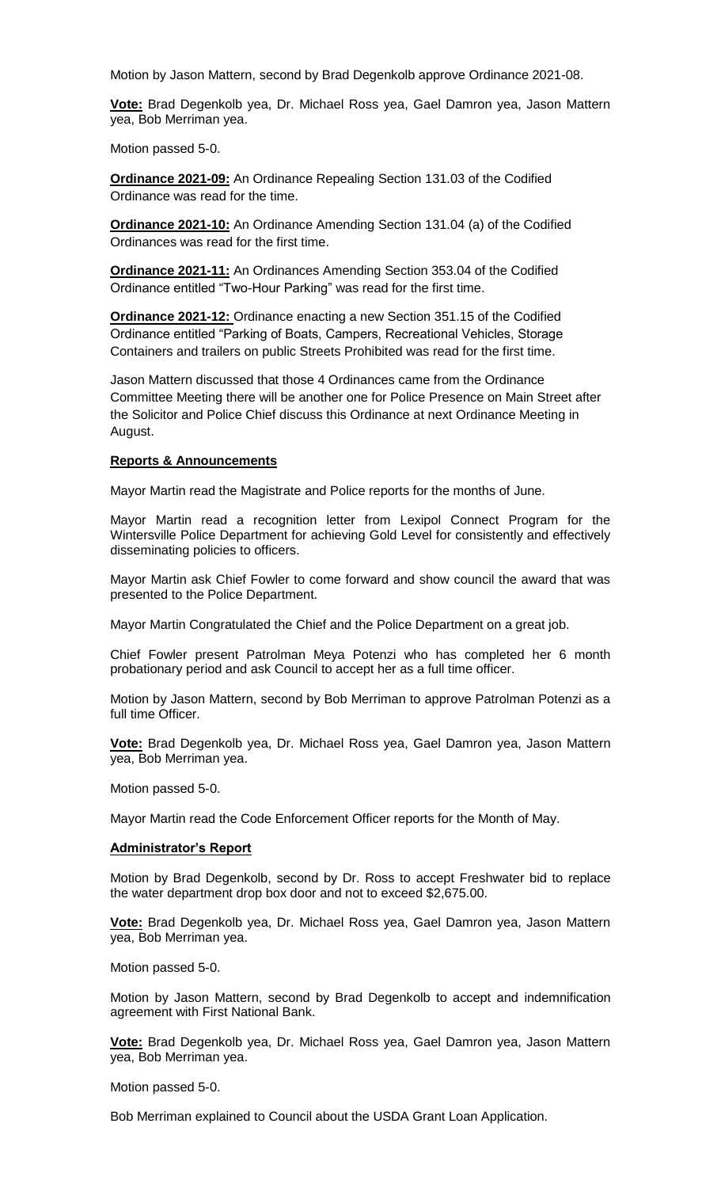Motion by Jason Mattern, second by Brad Degenkolb approve Ordinance 2021-08.

**Vote:** Brad Degenkolb yea, Dr. Michael Ross yea, Gael Damron yea, Jason Mattern yea, Bob Merriman yea.

Motion passed 5-0.

**Ordinance 2021-09:** An Ordinance Repealing Section 131.03 of the Codified Ordinance was read for the time.

**Ordinance 2021-10:** An Ordinance Amending Section 131.04 (a) of the Codified Ordinances was read for the first time.

**Ordinance 2021-11:** An Ordinances Amending Section 353.04 of the Codified Ordinance entitled "Two-Hour Parking" was read for the first time.

**Ordinance 2021-12:** Ordinance enacting a new Section 351.15 of the Codified Ordinance entitled "Parking of Boats, Campers, Recreational Vehicles, Storage Containers and trailers on public Streets Prohibited was read for the first time.

Jason Mattern discussed that those 4 Ordinances came from the Ordinance Committee Meeting there will be another one for Police Presence on Main Street after the Solicitor and Police Chief discuss this Ordinance at next Ordinance Meeting in August.

## Reports & Announcements

Mayor Martin read the Magistrate and Police reports for the months of June.

Mayor Martin read a recognition letter from Lexipol Connect Program for the Wintersville Police Department for achieving Gold Level for consistently and effectively disseminating policies to officers.

Mayor Martin ask Chief Fowler to come forward and show council the award that was presented to the Police Department.

Mayor Martin Congratulated the Chief and the Police Department on a great job.

Chief Fowler present Patrolman Meya Potenzi who has completed her 6 month probationary period and ask Council to accept her as a full time officer.

Motion by Jason Mattern, second by Bob Merriman to approve Patrolman Potenzi as a full time Officer.

**Vote:** Brad Degenkolb yea, Dr. Michael Ross yea, Gael Damron yea, Jason Mattern yea, Bob Merriman yea.

Motion passed 5-0.

Mayor Martin read the Code Enforcement Officer reports for the Month of May.

## Administrator's Report

Motion by Brad Degenkolb, second by Dr. Ross to accept Freshwater bid to replace the water department drop box door and not to exceed $2,675.00.

**Vote:** Brad Degenkolb yea, Dr. Michael Ross yea, Gael Damron yea, Jason Mattern yea, Bob Merriman yea.

Motion passed 5-0.

Motion by Jason Mattern, second by Brad Degenkolb to accept and indemnification agreement with First National Bank.

**Vote:** Brad Degenkolb yea, Dr. Michael Ross yea, Gael Damron yea, Jason Mattern yea, Bob Merriman yea.

Motion passed 5-0.

Bob Merriman explained to Council about the USDA Grant Loan Application.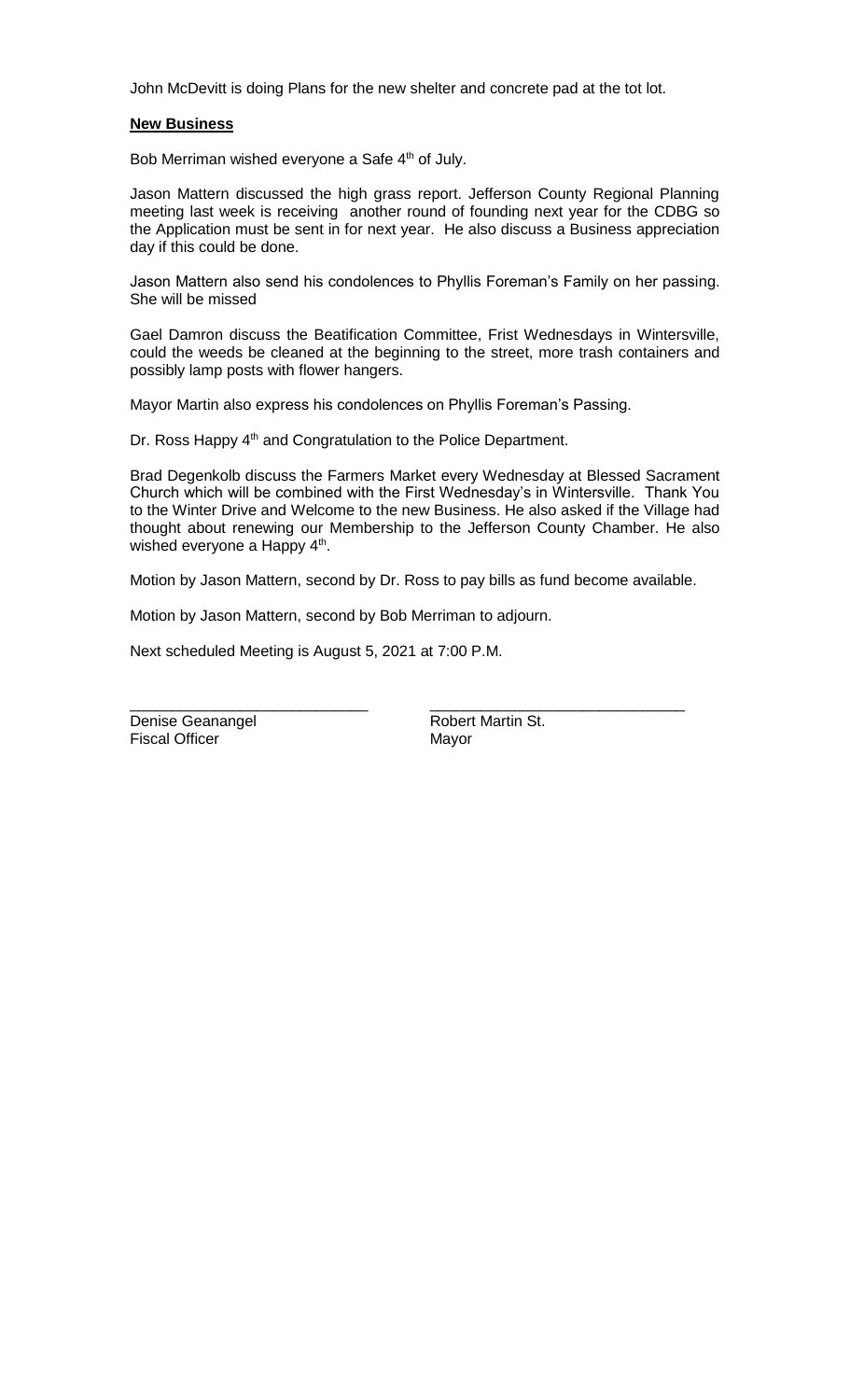John McDevitt is doing Plans for the new shelter and concrete pad at the tot lot.

**New Business**

Bob Merriman wished everyone a Safe 4th of July.

Jason Mattern discussed the high grass report. Jefferson County Regional Planning meeting last week is receiving another round of founding next year for the CDBG so the Application must be sent in for next year. He also discuss a Business appreciation day if this could be done.

Jason Mattern also send his condolences to Phyllis Foreman's Family on her passing. She will be missed

Gael Damron discuss the Beatification Committee, Frist Wednesdays in Wintersville, could the weeds be cleaned at the beginning to the street, more trash containers and possibly lamp posts with flower hangers.

Mayor Martin also express his condolences on Phyllis Foreman's Passing.

Dr. Ross Happy 4th and Congratulation to the Police Department.

Brad Degenkolb discuss the Farmers Market every Wednesday at Blessed Sacrament Church which will be combined with the First Wednesday's in Wintersville. Thank You to the Winter Drive and Welcome to the new Business. He also asked if the Village had thought about renewing our Membership to the Jefferson County Chamber. He also wished everyone a Happy 4th.

Motion by Jason Mattern, second by Dr. Ross to pay bills as fund become available.

Motion by Jason Mattern, second by Bob Merriman to adjourn.

Next scheduled Meeting is August 5, 2021 at 7:00 P.M.

\_\_\_\_\_\_\_\_\_\_\_\_\_\_\_\_\_\_\_\_\_\_\_\_\_\_\_\_ \_\_\_\_\_\_\_\_\_\_\_\_\_\_\_\_\_\_\_\_\_\_\_\_\_\_\_\_\_\_

Denise Geanangel  
Fiscal Officer

Robert Martin St.  
Mayor